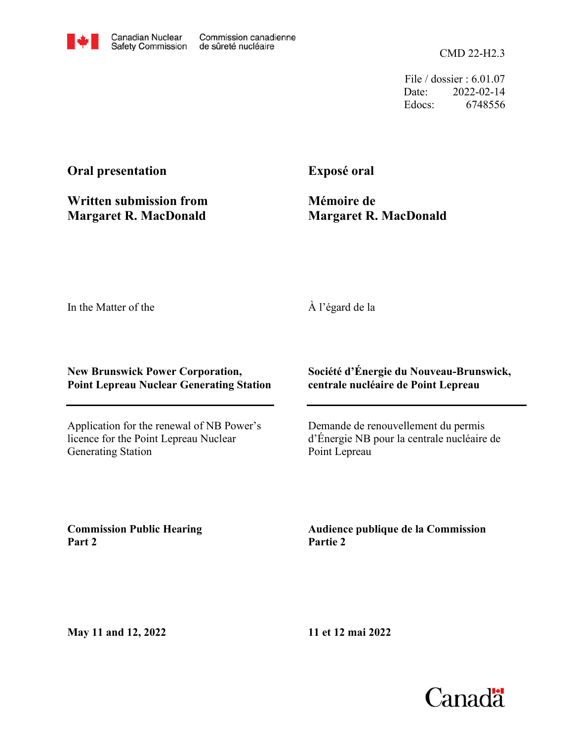Canadian Nuclear Safety Commission / Commission canadienne de sûreté nucléaire

CMD 22-H2.3

File / dossier : 6.01.07
Date: 2022-02-14
Edocs: 6748556

**Oral presentation**

**Written submission from Margaret R. MacDonald**

**Exposé oral**

**Mémoire de Margaret R. MacDonald**

In the Matter of the

À l'égard de la

**New Brunswick Power Corporation, Point Lepreau Nuclear Generating Station**

**Société d'Énergie du Nouveau-Brunswick, centrale nucléaire de Point Lepreau**

Application for the renewal of NB Power's licence for the Point Lepreau Nuclear Generating Station

Demande de renouvellement du permis d'Énergie NB pour la centrale nucléaire de Point Lepreau

**Commission Public Hearing Part 2**

**Audience publique de la Commission Partie 2**

**May 11 and 12, 2022**

**11 et 12 mai 2022**

Canada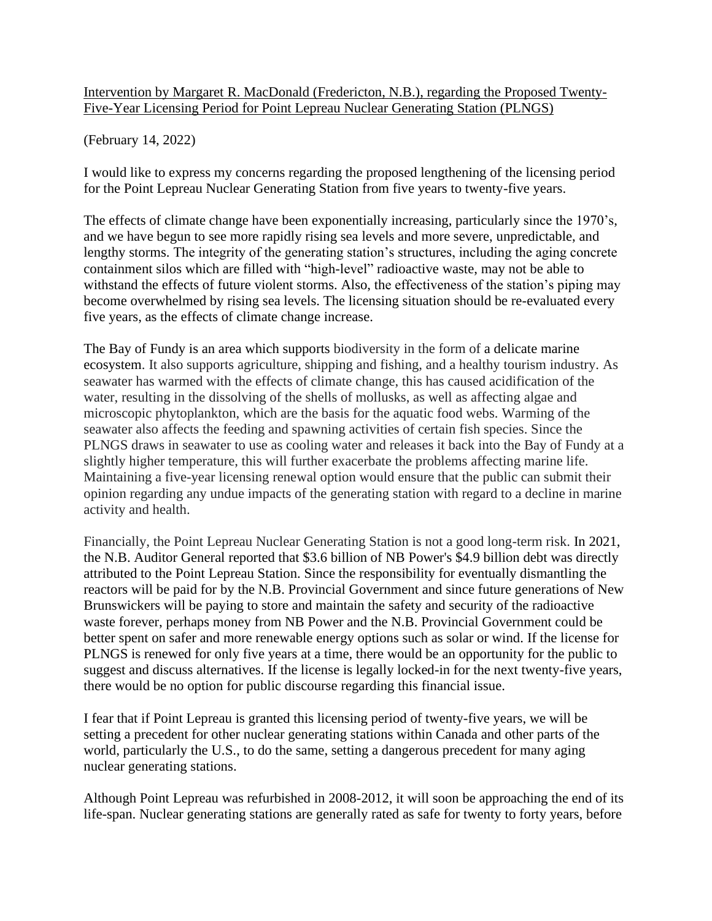Intervention by Margaret R. MacDonald (Fredericton, N.B.), regarding the Proposed Twenty-Five-Year Licensing Period for Point Lepreau Nuclear Generating Station (PLNGS)

(February 14, 2022)

I would like to express my concerns regarding the proposed lengthening of the licensing period for the Point Lepreau Nuclear Generating Station from five years to twenty-five years.

The effects of climate change have been exponentially increasing, particularly since the 1970's, and we have begun to see more rapidly rising sea levels and more severe, unpredictable, and lengthy storms. The integrity of the generating station's structures, including the aging concrete containment silos which are filled with "high-level" radioactive waste, may not be able to withstand the effects of future violent storms. Also, the effectiveness of the station's piping may become overwhelmed by rising sea levels. The licensing situation should be re-evaluated every five years, as the effects of climate change increase.

The Bay of Fundy is an area which supports biodiversity in the form of a delicate marine ecosystem. It also supports agriculture, shipping and fishing, and a healthy tourism industry. As seawater has warmed with the effects of climate change, this has caused acidification of the water, resulting in the dissolving of the shells of mollusks, as well as affecting algae and microscopic phytoplankton, which are the basis for the aquatic food webs. Warming of the seawater also affects the feeding and spawning activities of certain fish species. Since the PLNGS draws in seawater to use as cooling water and releases it back into the Bay of Fundy at a slightly higher temperature, this will further exacerbate the problems affecting marine life. Maintaining a five-year licensing renewal option would ensure that the public can submit their opinion regarding any undue impacts of the generating station with regard to a decline in marine activity and health.

Financially, the Point Lepreau Nuclear Generating Station is not a good long-term risk. In 2021, the N.B. Auditor General reported that $3.6 billion of NB Power's $4.9 billion debt was directly attributed to the Point Lepreau Station. Since the responsibility for eventually dismantling the reactors will be paid for by the N.B. Provincial Government and since future generations of New Brunswickers will be paying to store and maintain the safety and security of the radioactive waste forever, perhaps money from NB Power and the N.B. Provincial Government could be better spent on safer and more renewable energy options such as solar or wind. If the license for PLNGS is renewed for only five years at a time, there would be an opportunity for the public to suggest and discuss alternatives. If the license is legally locked-in for the next twenty-five years, there would be no option for public discourse regarding this financial issue.

I fear that if Point Lepreau is granted this licensing period of twenty-five years, we will be setting a precedent for other nuclear generating stations within Canada and other parts of the world, particularly the U.S., to do the same, setting a dangerous precedent for many aging nuclear generating stations.

Although Point Lepreau was refurbished in 2008-2012, it will soon be approaching the end of its life-span. Nuclear generating stations are generally rated as safe for twenty to forty years, before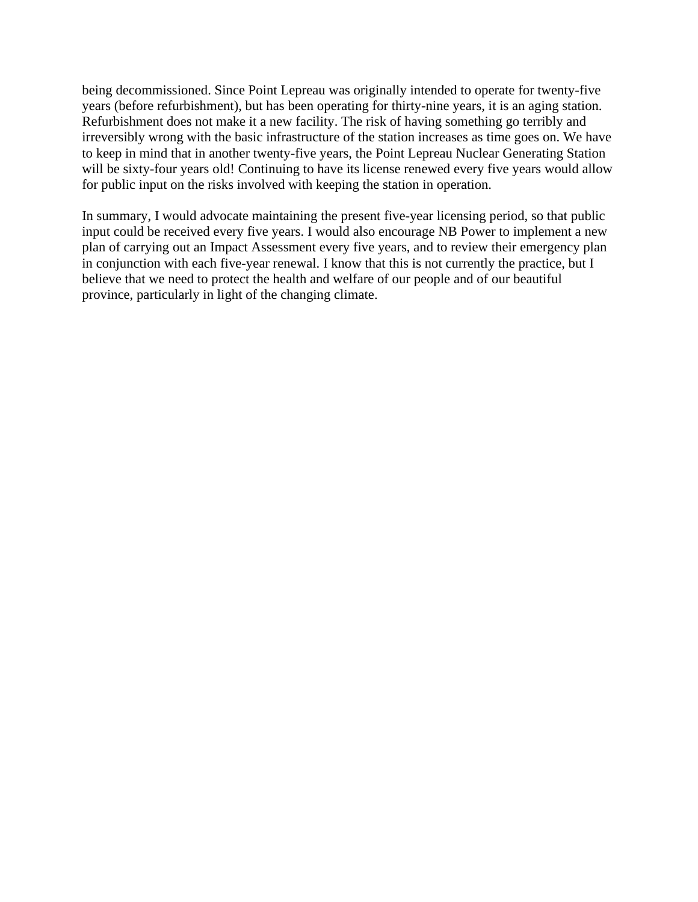being decommissioned. Since Point Lepreau was originally intended to operate for twenty-five years (before refurbishment), but has been operating for thirty-nine years, it is an aging station. Refurbishment does not make it a new facility. The risk of having something go terribly and irreversibly wrong with the basic infrastructure of the station increases as time goes on. We have to keep in mind that in another twenty-five years, the Point Lepreau Nuclear Generating Station will be sixty-four years old! Continuing to have its license renewed every five years would allow for public input on the risks involved with keeping the station in operation.

In summary, I would advocate maintaining the present five-year licensing period, so that public input could be received every five years. I would also encourage NB Power to implement a new plan of carrying out an Impact Assessment every five years, and to review their emergency plan in conjunction with each five-year renewal. I know that this is not currently the practice, but I believe that we need to protect the health and welfare of our people and of our beautiful province, particularly in light of the changing climate.